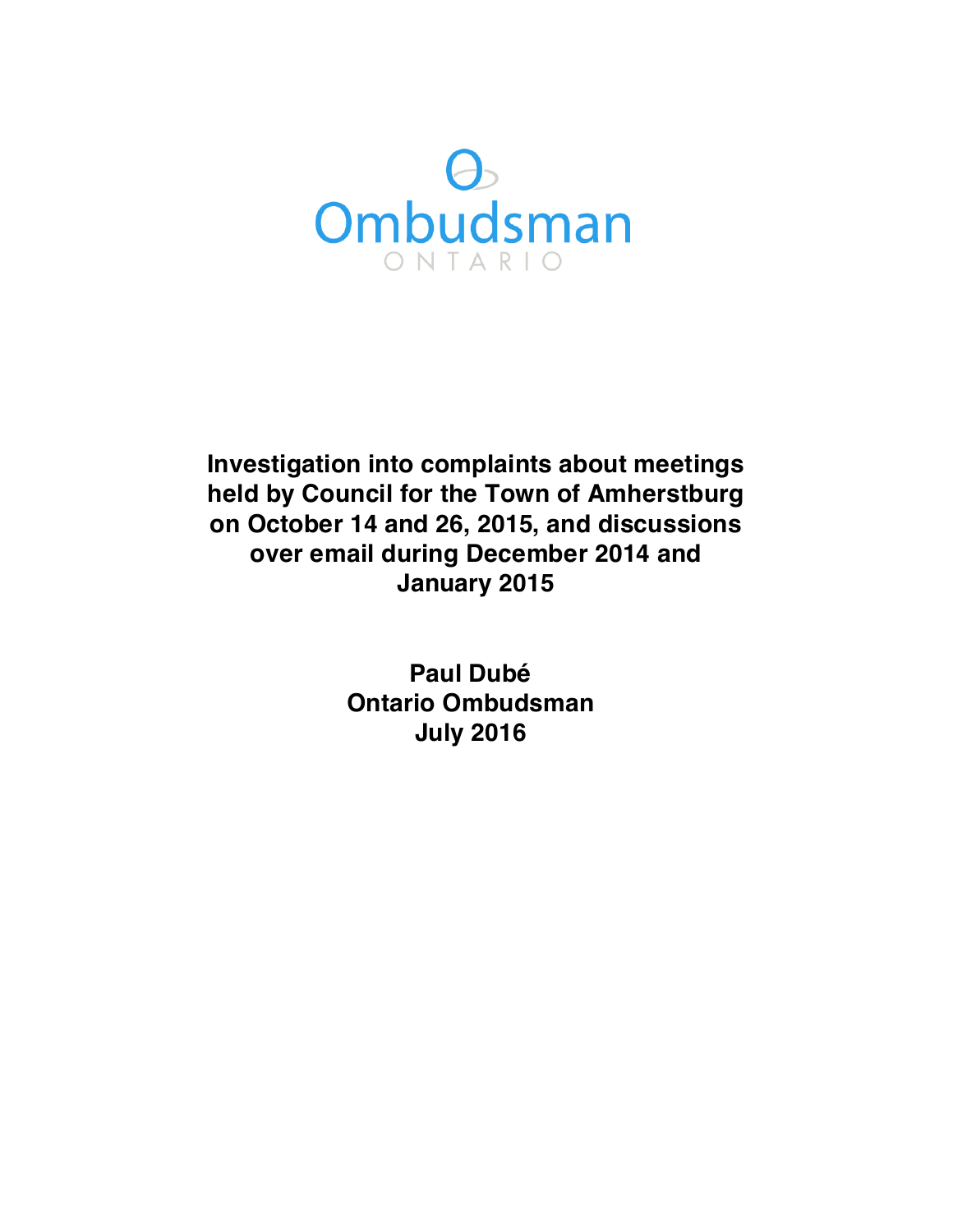Ombudsman

ONTARIO

# Investigation into complaints about meetings held by Council for the Town of Amherstburg on October 14 and 26, 2015, and discussions over email during December 2014 and January 2015

**Paul Dubé**
**Ontario Ombudsman**
**July 2016**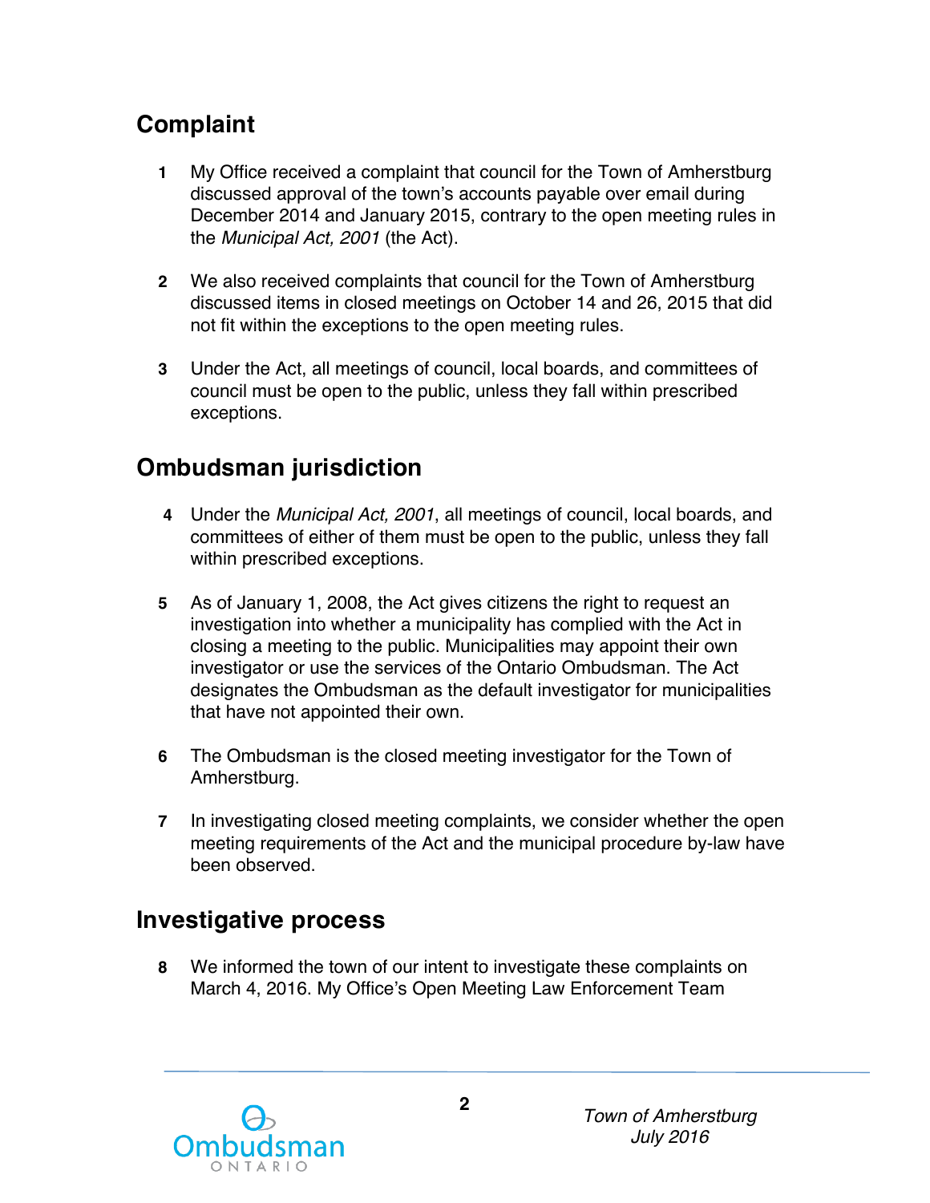## Complaint

**1** My Office received a complaint that council for the Town of Amherstburg discussed approval of the town's accounts payable over email during December 2014 and January 2015, contrary to the open meeting rules in the *Municipal Act, 2001* (the Act).

**2** We also received complaints that council for the Town of Amherstburg discussed items in closed meetings on October 14 and 26, 2015 that did not fit within the exceptions to the open meeting rules.

**3** Under the Act, all meetings of council, local boards, and committees of council must be open to the public, unless they fall within prescribed exceptions.

## Ombudsman jurisdiction

**4** Under the *Municipal Act, 2001*, all meetings of council, local boards, and committees of either of them must be open to the public, unless they fall within prescribed exceptions.

**5** As of January 1, 2008, the Act gives citizens the right to request an investigation into whether a municipality has complied with the Act in closing a meeting to the public. Municipalities may appoint their own investigator or use the services of the Ontario Ombudsman. The Act designates the Ombudsman as the default investigator for municipalities that have not appointed their own.

**6** The Ombudsman is the closed meeting investigator for the Town of Amherstburg.

**7** In investigating closed meeting complaints, we consider whether the open meeting requirements of the Act and the municipal procedure by-law have been observed.

## Investigative process

**8** We informed the town of our intent to investigate these complaints on March 4, 2016. My Office's Open Meeting Law Enforcement Team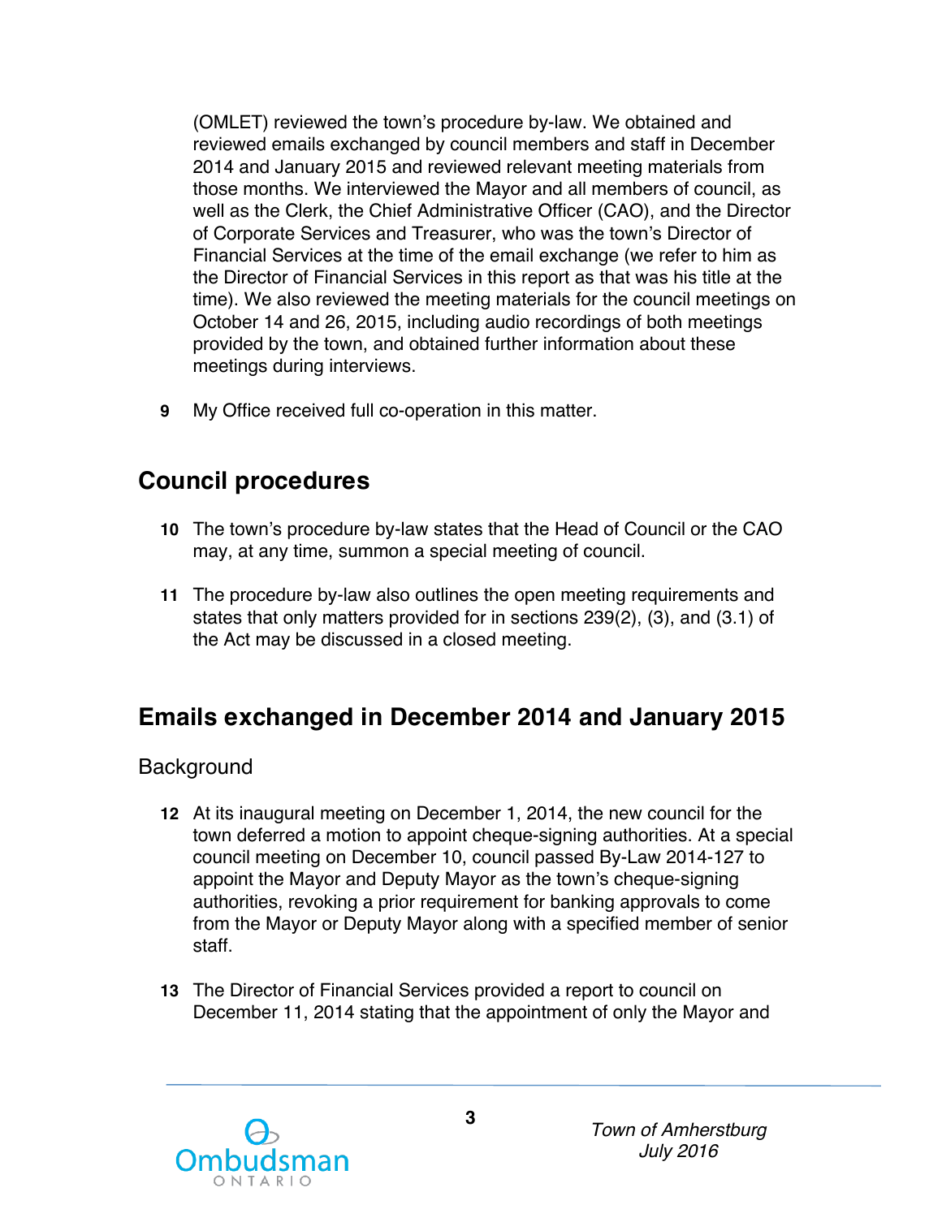(OMLET) reviewed the town's procedure by-law. We obtained and reviewed emails exchanged by council members and staff in December 2014 and January 2015 and reviewed relevant meeting materials from those months. We interviewed the Mayor and all members of council, as well as the Clerk, the Chief Administrative Officer (CAO), and the Director of Corporate Services and Treasurer, who was the town's Director of Financial Services at the time of the email exchange (we refer to him as the Director of Financial Services in this report as that was his title at the time). We also reviewed the meeting materials for the council meetings on October 14 and 26, 2015, including audio recordings of both meetings provided by the town, and obtained further information about these meetings during interviews.

**9** My Office received full co-operation in this matter.

## Council procedures

**10** The town's procedure by-law states that the Head of Council or the CAO may, at any time, summon a special meeting of council.

**11** The procedure by-law also outlines the open meeting requirements and states that only matters provided for in sections 239(2), (3), and (3.1) of the Act may be discussed in a closed meeting.

## Emails exchanged in December 2014 and January 2015

### Background

**12** At its inaugural meeting on December 1, 2014, the new council for the town deferred a motion to appoint cheque-signing authorities. At a special council meeting on December 10, council passed By-Law 2014-127 to appoint the Mayor and Deputy Mayor as the town's cheque-signing authorities, revoking a prior requirement for banking approvals to come from the Mayor or Deputy Mayor along with a specified member of senior staff.

**13** The Director of Financial Services provided a report to council on December 11, 2014 stating that the appointment of only the Mayor and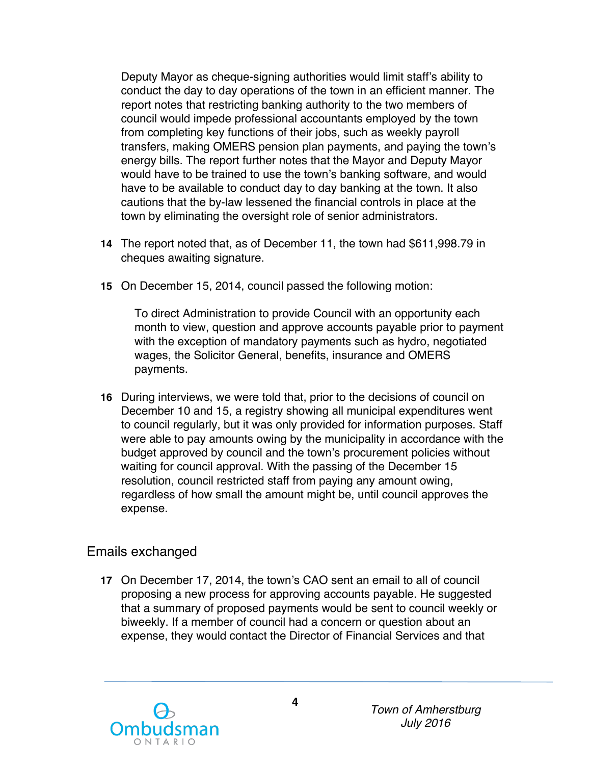Deputy Mayor as cheque-signing authorities would limit staff's ability to conduct the day to day operations of the town in an efficient manner. The report notes that restricting banking authority to the two members of council would impede professional accountants employed by the town from completing key functions of their jobs, such as weekly payroll transfers, making OMERS pension plan payments, and paying the town's energy bills. The report further notes that the Mayor and Deputy Mayor would have to be trained to use the town's banking software, and would have to be available to conduct day to day banking at the town. It also cautions that the by-law lessened the financial controls in place at the town by eliminating the oversight role of senior administrators.

**14** The report noted that, as of December 11, the town had $611,998.79 in cheques awaiting signature.

**15** On December 15, 2014, council passed the following motion:

> To direct Administration to provide Council with an opportunity each month to view, question and approve accounts payable prior to payment with the exception of mandatory payments such as hydro, negotiated wages, the Solicitor General, benefits, insurance and OMERS payments.

**16** During interviews, we were told that, prior to the decisions of council on December 10 and 15, a registry showing all municipal expenditures went to council regularly, but it was only provided for information purposes. Staff were able to pay amounts owing by the municipality in accordance with the budget approved by council and the town's procurement policies without waiting for council approval. With the passing of the December 15 resolution, council restricted staff from paying any amount owing, regardless of how small the amount might be, until council approves the expense.

## Emails exchanged

**17** On December 17, 2014, the town's CAO sent an email to all of council proposing a new process for approving accounts payable. He suggested that a summary of proposed payments would be sent to council weekly or biweekly. If a member of council had a concern or question about an expense, they would contact the Director of Financial Services and that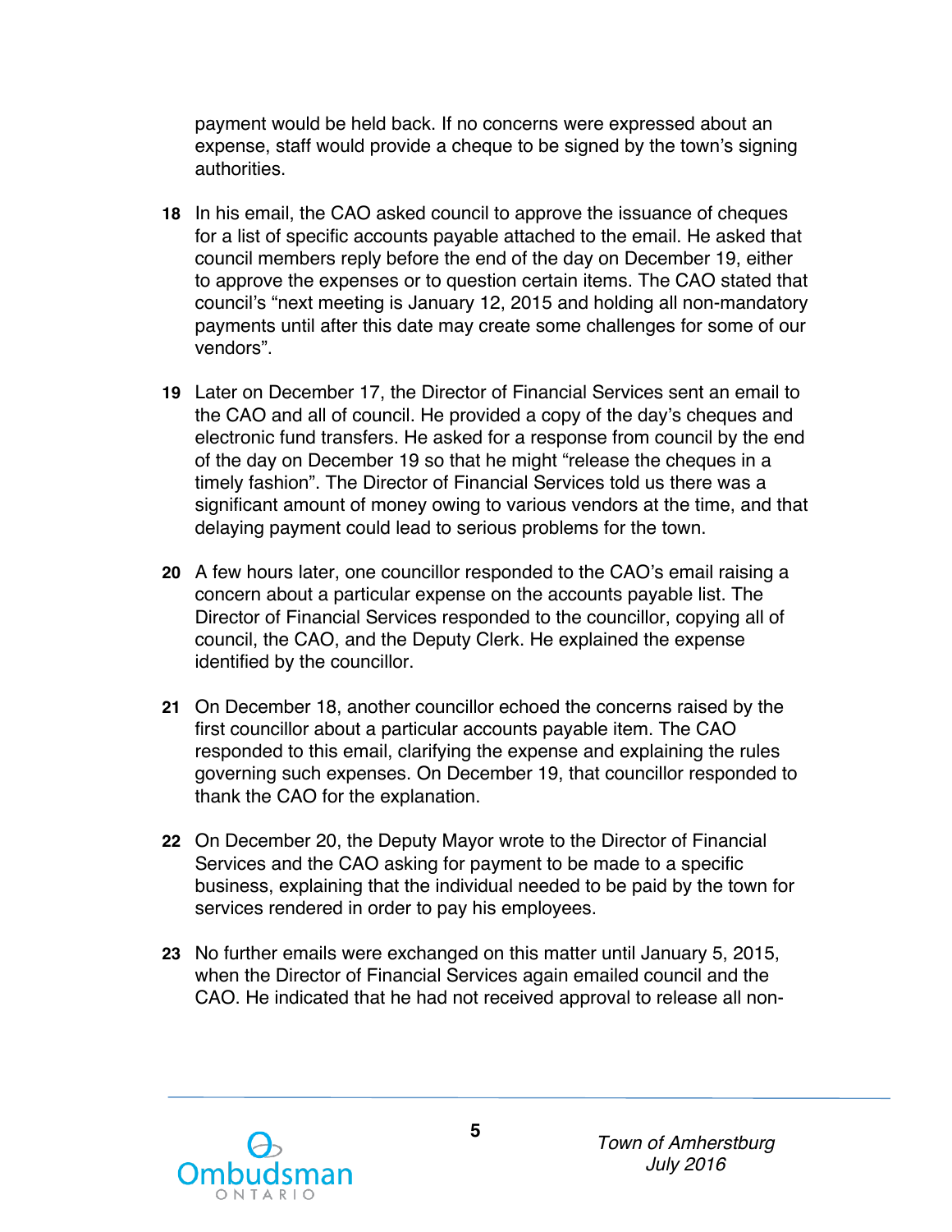payment would be held back. If no concerns were expressed about an expense, staff would provide a cheque to be signed by the town's signing authorities.

**18** In his email, the CAO asked council to approve the issuance of cheques for a list of specific accounts payable attached to the email. He asked that council members reply before the end of the day on December 19, either to approve the expenses or to question certain items. The CAO stated that council's "next meeting is January 12, 2015 and holding all non-mandatory payments until after this date may create some challenges for some of our vendors".

**19** Later on December 17, the Director of Financial Services sent an email to the CAO and all of council. He provided a copy of the day's cheques and electronic fund transfers. He asked for a response from council by the end of the day on December 19 so that he might "release the cheques in a timely fashion". The Director of Financial Services told us there was a significant amount of money owing to various vendors at the time, and that delaying payment could lead to serious problems for the town.

**20** A few hours later, one councillor responded to the CAO's email raising a concern about a particular expense on the accounts payable list. The Director of Financial Services responded to the councillor, copying all of council, the CAO, and the Deputy Clerk. He explained the expense identified by the councillor.

**21** On December 18, another councillor echoed the concerns raised by the first councillor about a particular accounts payable item. The CAO responded to this email, clarifying the expense and explaining the rules governing such expenses. On December 19, that councillor responded to thank the CAO for the explanation.

**22** On December 20, the Deputy Mayor wrote to the Director of Financial Services and the CAO asking for payment to be made to a specific business, explaining that the individual needed to be paid by the town for services rendered in order to pay his employees.

**23** No further emails were exchanged on this matter until January 5, 2015, when the Director of Financial Services again emailed council and the CAO. He indicated that he had not received approval to release all non-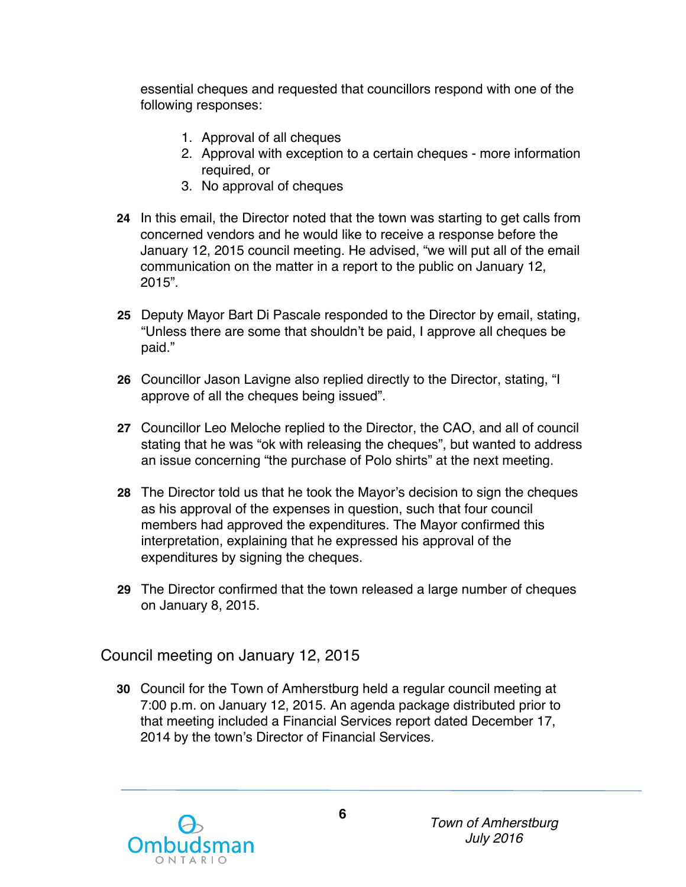essential cheques and requested that councillors respond with one of the following responses:

1. Approval of all cheques
2. Approval with exception to a certain cheques - more information required, or
3. No approval of cheques

**24** In this email, the Director noted that the town was starting to get calls from concerned vendors and he would like to receive a response before the January 12, 2015 council meeting. He advised, "we will put all of the email communication on the matter in a report to the public on January 12, 2015".

**25** Deputy Mayor Bart Di Pascale responded to the Director by email, stating, "Unless there are some that shouldn't be paid, I approve all cheques be paid."

**26** Councillor Jason Lavigne also replied directly to the Director, stating, "I approve of all the cheques being issued".

**27** Councillor Leo Meloche replied to the Director, the CAO, and all of council stating that he was "ok with releasing the cheques", but wanted to address an issue concerning "the purchase of Polo shirts" at the next meeting.

**28** The Director told us that he took the Mayor's decision to sign the cheques as his approval of the expenses in question, such that four council members had approved the expenditures. The Mayor confirmed this interpretation, explaining that he expressed his approval of the expenditures by signing the cheques.

**29** The Director confirmed that the town released a large number of cheques on January 8, 2015.

## Council meeting on January 12, 2015

**30** Council for the Town of Amherstburg held a regular council meeting at 7:00 p.m. on January 12, 2015. An agenda package distributed prior to that meeting included a Financial Services report dated December 17, 2014 by the town's Director of Financial Services.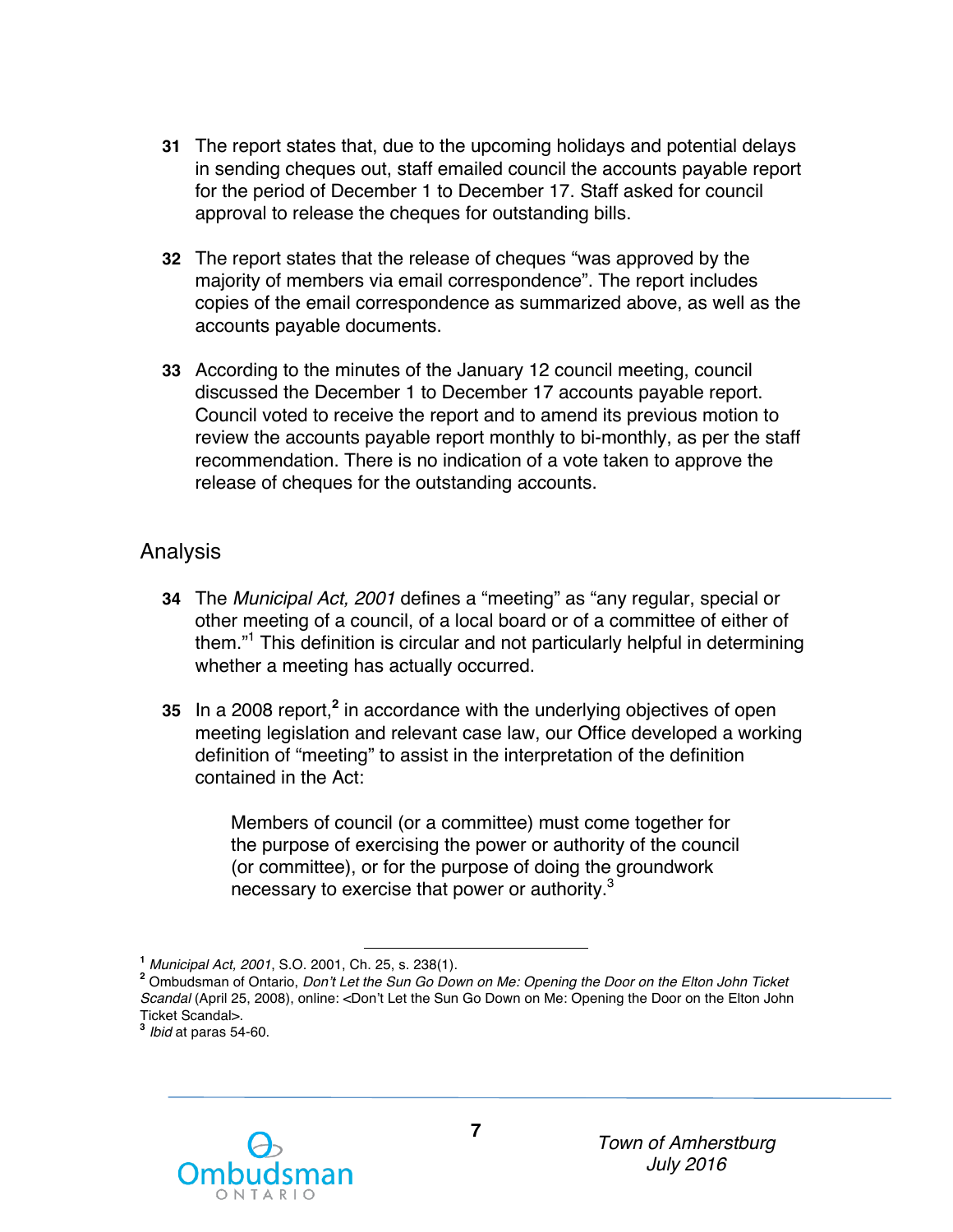**31** The report states that, due to the upcoming holidays and potential delays in sending cheques out, staff emailed council the accounts payable report for the period of December 1 to December 17. Staff asked for council approval to release the cheques for outstanding bills.

**32** The report states that the release of cheques "was approved by the majority of members via email correspondence". The report includes copies of the email correspondence as summarized above, as well as the accounts payable documents.

**33** According to the minutes of the January 12 council meeting, council discussed the December 1 to December 17 accounts payable report. Council voted to receive the report and to amend its previous motion to review the accounts payable report monthly to bi-monthly, as per the staff recommendation. There is no indication of a vote taken to approve the release of cheques for the outstanding accounts.

## Analysis

**34** The *Municipal Act, 2001* defines a "meeting" as "any regular, special or other meeting of a council, of a local board or of a committee of either of them."[1] This definition is circular and not particularly helpful in determining whether a meeting has actually occurred.

**35** In a 2008 report,[2] in accordance with the underlying objectives of open meeting legislation and relevant case law, our Office developed a working definition of "meeting" to assist in the interpretation of the definition contained in the Act:

> Members of council (or a committee) must come together for the purpose of exercising the power or authority of the council (or committee), or for the purpose of doing the groundwork necessary to exercise that power or authority.[3]

---

[1] *Municipal Act, 2001*, S.O. 2001, Ch. 25, s. 238(1).

[2] Ombudsman of Ontario, *Don't Let the Sun Go Down on Me: Opening the Door on the Elton John Ticket Scandal* (April 25, 2008), online: <Don't Let the Sun Go Down on Me: Opening the Door on the Elton John Ticket Scandal>.

[3] *Ibid* at paras 54-60.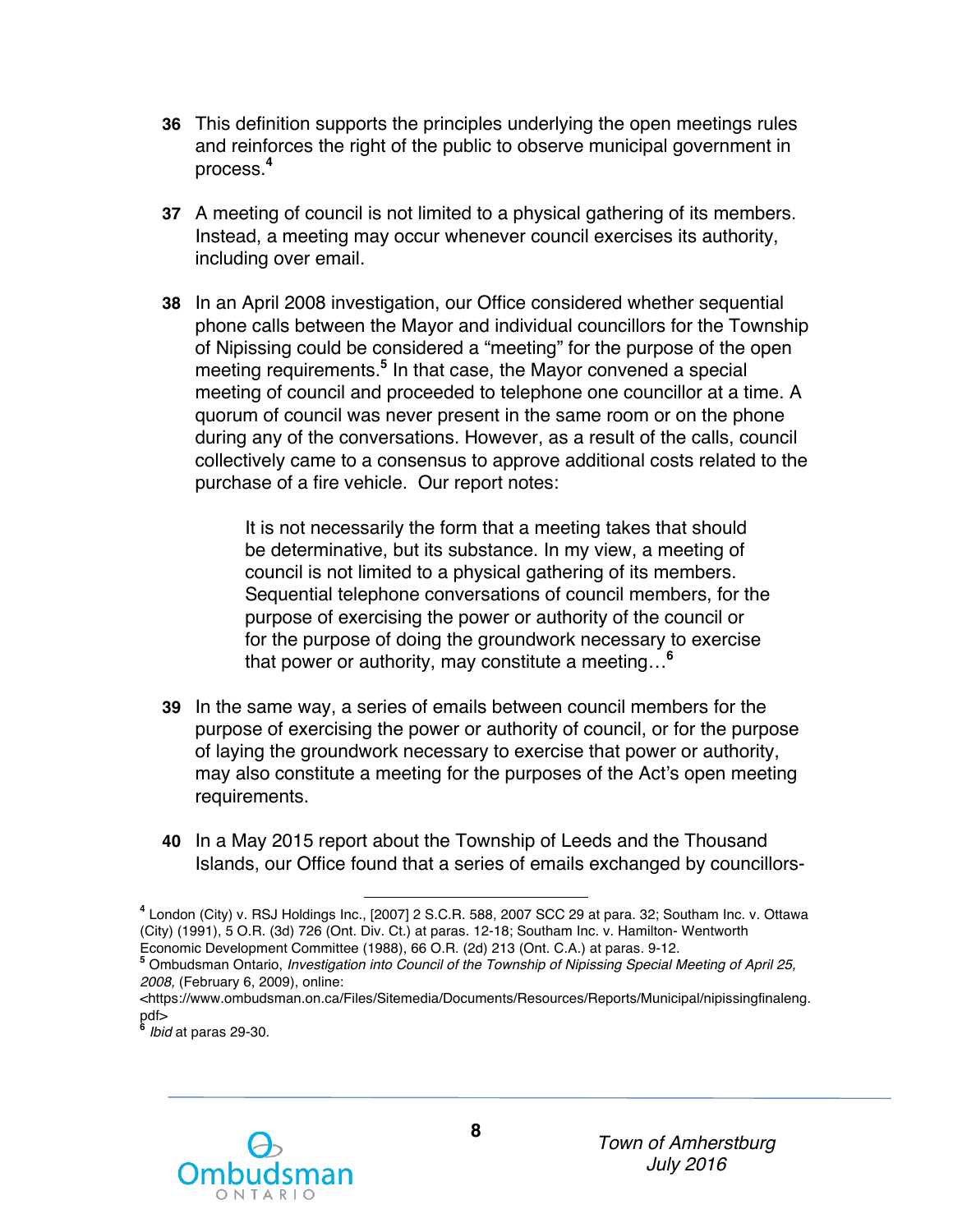**36** This definition supports the principles underlying the open meetings rules and reinforces the right of the public to observe municipal government in process.[4]

**37** A meeting of council is not limited to a physical gathering of its members. Instead, a meeting may occur whenever council exercises its authority, including over email.

**38** In an April 2008 investigation, our Office considered whether sequential phone calls between the Mayor and individual councillors for the Township of Nipissing could be considered a "meeting" for the purpose of the open meeting requirements.[5] In that case, the Mayor convened a special meeting of council and proceeded to telephone one councillor at a time. A quorum of council was never present in the same room or on the phone during any of the conversations. However, as a result of the calls, council collectively came to a consensus to approve additional costs related to the purchase of a fire vehicle. Our report notes:

> It is not necessarily the form that a meeting takes that should be determinative, but its substance. In my view, a meeting of council is not limited to a physical gathering of its members. Sequential telephone conversations of council members, for the purpose of exercising the power or authority of the council or for the purpose of doing the groundwork necessary to exercise that power or authority, may constitute a meeting…[6]

**39** In the same way, a series of emails between council members for the purpose of exercising the power or authority of council, or for the purpose of laying the groundwork necessary to exercise that power or authority, may also constitute a meeting for the purposes of the Act's open meeting requirements.

**40** In a May 2015 report about the Township of Leeds and the Thousand Islands, our Office found that a series of emails exchanged by councillors-

---

[4] London (City) v. RSJ Holdings Inc., [2007] 2 S.C.R. 588, 2007 SCC 29 at para. 32; Southam Inc. v. Ottawa (City) (1991), 5 O.R. (3d) 726 (Ont. Div. Ct.) at paras. 12-18; Southam Inc. v. Hamilton- Wentworth Economic Development Committee (1988), 66 O.R. (2d) 213 (Ont. C.A.) at paras. 9-12.

[5] Ombudsman Ontario, *Investigation into Council of the Township of Nipissing Special Meeting of April 25, 2008,* (February 6, 2009), online: <https://www.ombudsman.on.ca/Files/Sitemedia/Documents/Resources/Reports/Municipal/nipissingfinaleng.pdf>

[6] *Ibid* at paras 29-30.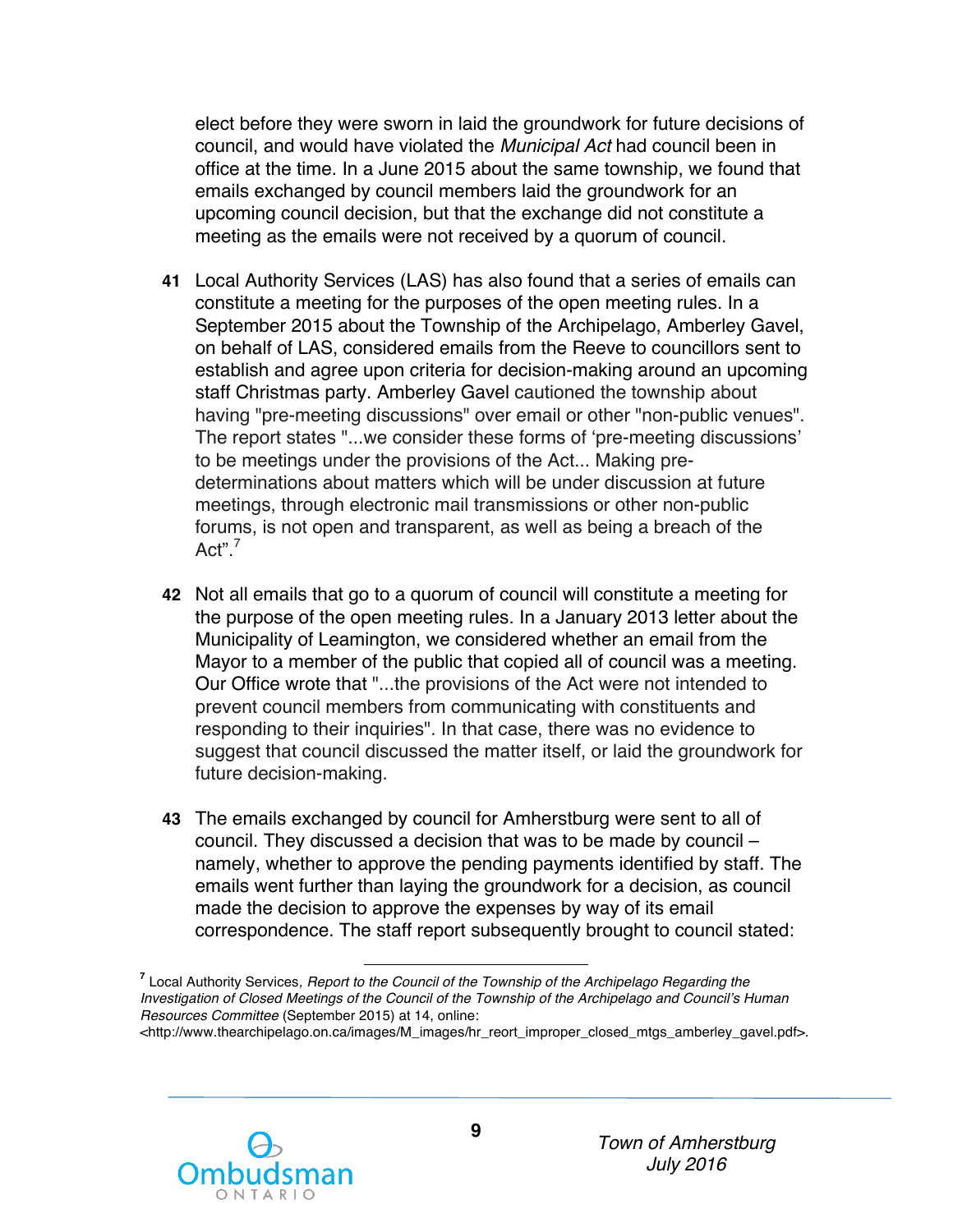elect before they were sworn in laid the groundwork for future decisions of council, and would have violated the *Municipal Act* had council been in office at the time. In a June 2015 about the same township, we found that emails exchanged by council members laid the groundwork for an upcoming council decision, but that the exchange did not constitute a meeting as the emails were not received by a quorum of council.

**41** Local Authority Services (LAS) has also found that a series of emails can constitute a meeting for the purposes of the open meeting rules. In a September 2015 about the Township of the Archipelago, Amberley Gavel, on behalf of LAS, considered emails from the Reeve to councillors sent to establish and agree upon criteria for decision-making around an upcoming staff Christmas party. Amberley Gavel cautioned the township about having "pre-meeting discussions" over email or other "non-public venues". The report states "...we consider these forms of 'pre-meeting discussions' to be meetings under the provisions of the Act... Making pre-determinations about matters which will be under discussion at future meetings, through electronic mail transmissions or other non-public forums, is not open and transparent, as well as being a breach of the Act".[7]

**42** Not all emails that go to a quorum of council will constitute a meeting for the purpose of the open meeting rules. In a January 2013 letter about the Municipality of Leamington, we considered whether an email from the Mayor to a member of the public that copied all of council was a meeting. Our Office wrote that "...the provisions of the Act were not intended to prevent council members from communicating with constituents and responding to their inquiries". In that case, there was no evidence to suggest that council discussed the matter itself, or laid the groundwork for future decision-making.

**43** The emails exchanged by council for Amherstburg were sent to all of council. They discussed a decision that was to be made by council – namely, whether to approve the pending payments identified by staff. The emails went further than laying the groundwork for a decision, as council made the decision to approve the expenses by way of its email correspondence. The staff report subsequently brought to council stated:

---

[7] Local Authority Services, *Report to the Council of the Township of the Archipelago Regarding the Investigation of Closed Meetings of the Council of the Township of the Archipelago and Council's Human Resources Committee* (September 2015) at 14, online: <http://www.thearchipelago.on.ca/images/M_images/hr_reort_improper_closed_mtgs_amberley_gavel.pdf>.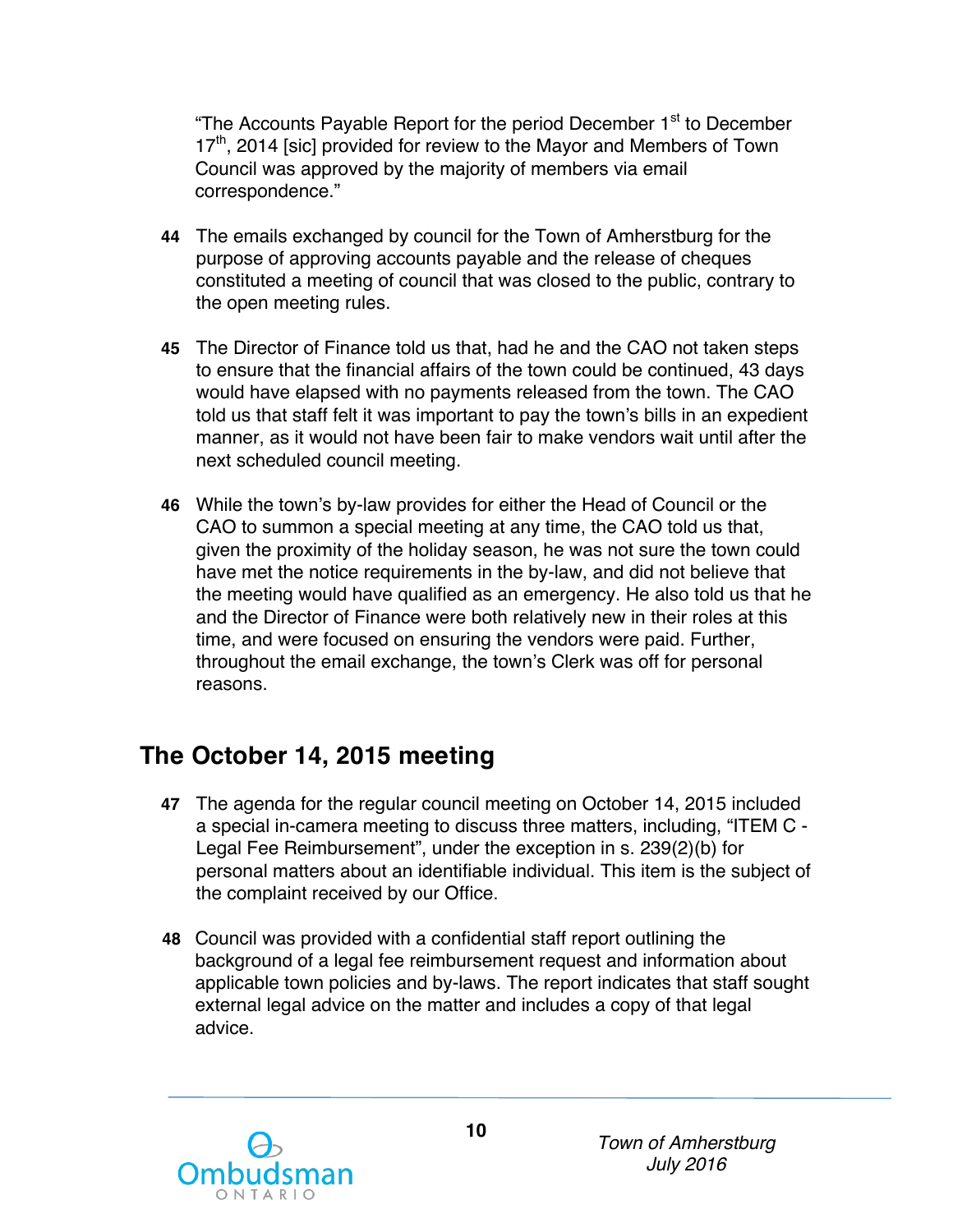"The Accounts Payable Report for the period December 1st to December 17th, 2014 [sic] provided for review to the Mayor and Members of Town Council was approved by the majority of members via email correspondence."

**44** The emails exchanged by council for the Town of Amherstburg for the purpose of approving accounts payable and the release of cheques constituted a meeting of council that was closed to the public, contrary to the open meeting rules.

**45** The Director of Finance told us that, had he and the CAO not taken steps to ensure that the financial affairs of the town could be continued, 43 days would have elapsed with no payments released from the town. The CAO told us that staff felt it was important to pay the town's bills in an expedient manner, as it would not have been fair to make vendors wait until after the next scheduled council meeting.

**46** While the town's by-law provides for either the Head of Council or the CAO to summon a special meeting at any time, the CAO told us that, given the proximity of the holiday season, he was not sure the town could have met the notice requirements in the by-law, and did not believe that the meeting would have qualified as an emergency. He also told us that he and the Director of Finance were both relatively new in their roles at this time, and were focused on ensuring the vendors were paid. Further, throughout the email exchange, the town's Clerk was off for personal reasons.

## The October 14, 2015 meeting

**47** The agenda for the regular council meeting on October 14, 2015 included a special in-camera meeting to discuss three matters, including, "ITEM C - Legal Fee Reimbursement", under the exception in s. 239(2)(b) for personal matters about an identifiable individual. This item is the subject of the complaint received by our Office.

**48** Council was provided with a confidential staff report outlining the background of a legal fee reimbursement request and information about applicable town policies and by-laws. The report indicates that staff sought external legal advice on the matter and includes a copy of that legal advice.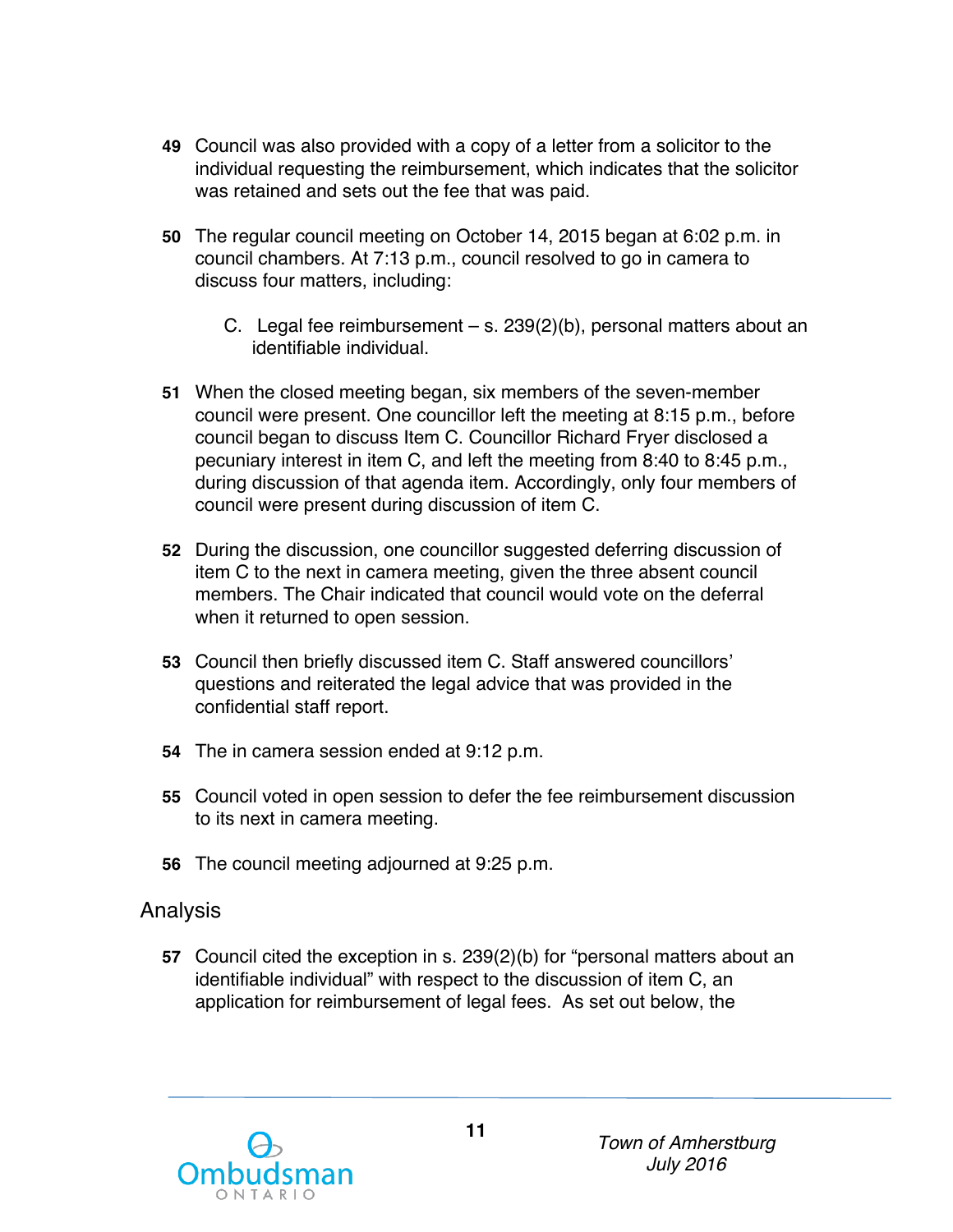**49** Council was also provided with a copy of a letter from a solicitor to the individual requesting the reimbursement, which indicates that the solicitor was retained and sets out the fee that was paid.

**50** The regular council meeting on October 14, 2015 began at 6:02 p.m. in council chambers. At 7:13 p.m., council resolved to go in camera to discuss four matters, including:

> C. Legal fee reimbursement – s. 239(2)(b), personal matters about an identifiable individual.

**51** When the closed meeting began, six members of the seven-member council were present. One councillor left the meeting at 8:15 p.m., before council began to discuss Item C. Councillor Richard Fryer disclosed a pecuniary interest in item C, and left the meeting from 8:40 to 8:45 p.m., during discussion of that agenda item. Accordingly, only four members of council were present during discussion of item C.

**52** During the discussion, one councillor suggested deferring discussion of item C to the next in camera meeting, given the three absent council members. The Chair indicated that council would vote on the deferral when it returned to open session.

**53** Council then briefly discussed item C. Staff answered councillors' questions and reiterated the legal advice that was provided in the confidential staff report.

**54** The in camera session ended at 9:12 p.m.

**55** Council voted in open session to defer the fee reimbursement discussion to its next in camera meeting.

**56** The council meeting adjourned at 9:25 p.m.

## Analysis

**57** Council cited the exception in s. 239(2)(b) for "personal matters about an identifiable individual" with respect to the discussion of item C, an application for reimbursement of legal fees. As set out below, the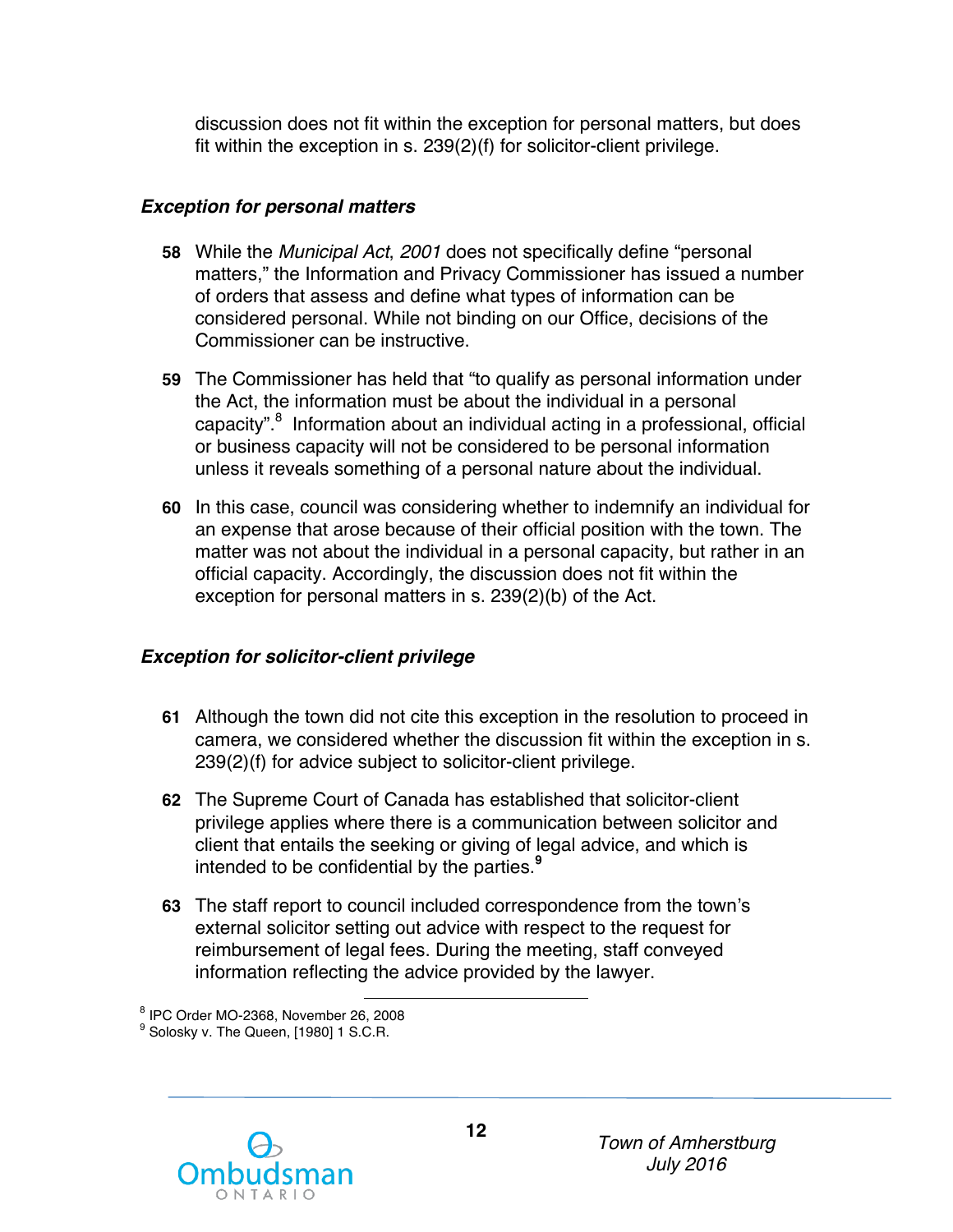discussion does not fit within the exception for personal matters, but does fit within the exception in s. 239(2)(f) for solicitor-client privilege.

### *Exception for personal matters*

**58** While the *Municipal Act, 2001* does not specifically define "personal matters," the Information and Privacy Commissioner has issued a number of orders that assess and define what types of information can be considered personal. While not binding on our Office, decisions of the Commissioner can be instructive.

**59** The Commissioner has held that "to qualify as personal information under the Act, the information must be about the individual in a personal capacity".[8] Information about an individual acting in a professional, official or business capacity will not be considered to be personal information unless it reveals something of a personal nature about the individual.

**60** In this case, council was considering whether to indemnify an individual for an expense that arose because of their official position with the town. The matter was not about the individual in a personal capacity, but rather in an official capacity. Accordingly, the discussion does not fit within the exception for personal matters in s. 239(2)(b) of the Act.

### *Exception for solicitor-client privilege*

**61** Although the town did not cite this exception in the resolution to proceed in camera, we considered whether the discussion fit within the exception in s. 239(2)(f) for advice subject to solicitor-client privilege.

**62** The Supreme Court of Canada has established that solicitor-client privilege applies where there is a communication between solicitor and client that entails the seeking or giving of legal advice, and which is intended to be confidential by the parties.[9]

**63** The staff report to council included correspondence from the town's external solicitor setting out advice with respect to the request for reimbursement of legal fees. During the meeting, staff conveyed information reflecting the advice provided by the lawyer.

---

[8] IPC Order MO-2368, November 26, 2008

[9] Solosky v. The Queen, [1980] 1 S.C.R.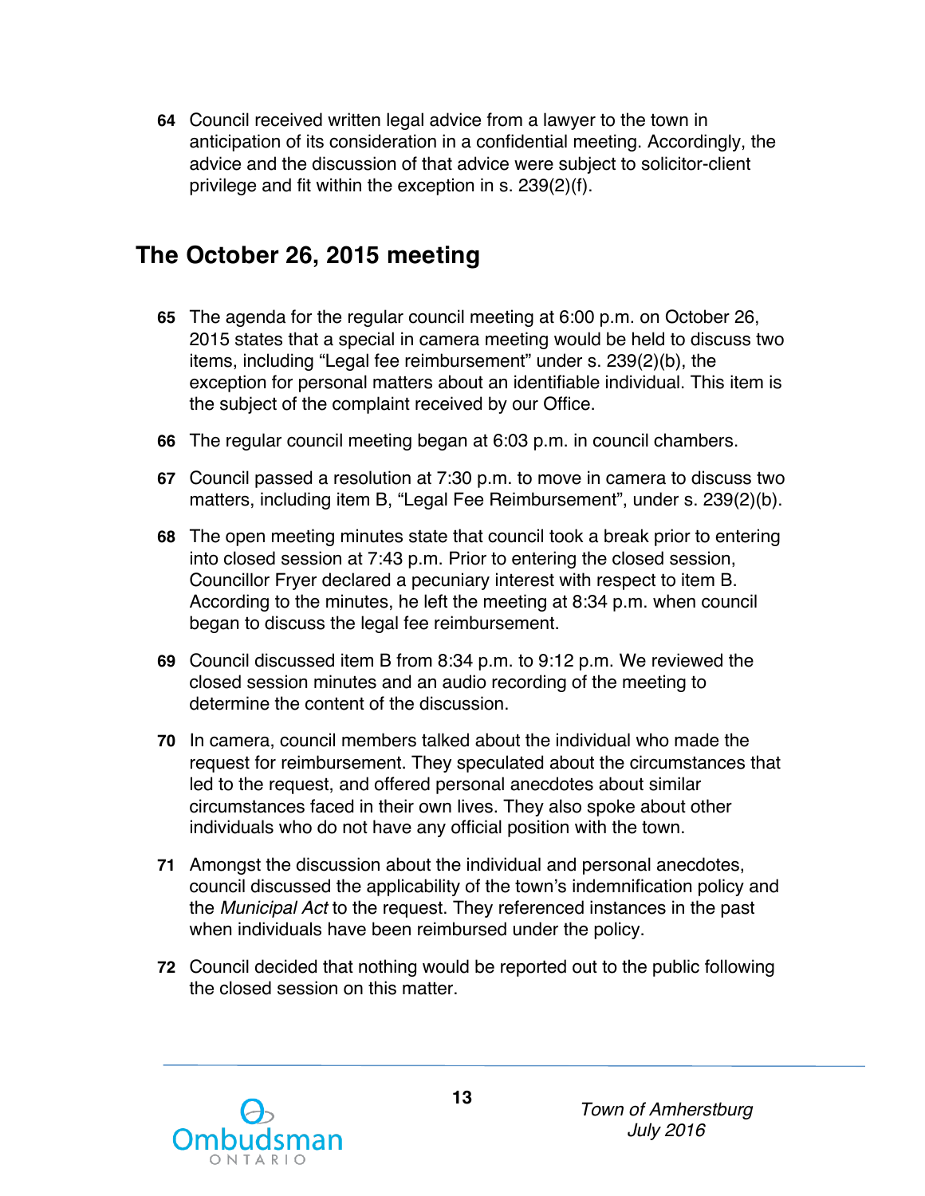64 Council received written legal advice from a lawyer to the town in anticipation of its consideration in a confidential meeting. Accordingly, the advice and the discussion of that advice were subject to solicitor-client privilege and fit within the exception in s. 239(2)(f).

## The October 26, 2015 meeting

65 The agenda for the regular council meeting at 6:00 p.m. on October 26, 2015 states that a special in camera meeting would be held to discuss two items, including "Legal fee reimbursement" under s. 239(2)(b), the exception for personal matters about an identifiable individual. This item is the subject of the complaint received by our Office.

66 The regular council meeting began at 6:03 p.m. in council chambers.

67 Council passed a resolution at 7:30 p.m. to move in camera to discuss two matters, including item B, "Legal Fee Reimbursement", under s. 239(2)(b).

68 The open meeting minutes state that council took a break prior to entering into closed session at 7:43 p.m. Prior to entering the closed session, Councillor Fryer declared a pecuniary interest with respect to item B. According to the minutes, he left the meeting at 8:34 p.m. when council began to discuss the legal fee reimbursement.

69 Council discussed item B from 8:34 p.m. to 9:12 p.m. We reviewed the closed session minutes and an audio recording of the meeting to determine the content of the discussion.

70 In camera, council members talked about the individual who made the request for reimbursement. They speculated about the circumstances that led to the request, and offered personal anecdotes about similar circumstances faced in their own lives. They also spoke about other individuals who do not have any official position with the town.

71 Amongst the discussion about the individual and personal anecdotes, council discussed the applicability of the town's indemnification policy and the *Municipal Act* to the request. They referenced instances in the past when individuals have been reimbursed under the policy.

72 Council decided that nothing would be reported out to the public following the closed session on this matter.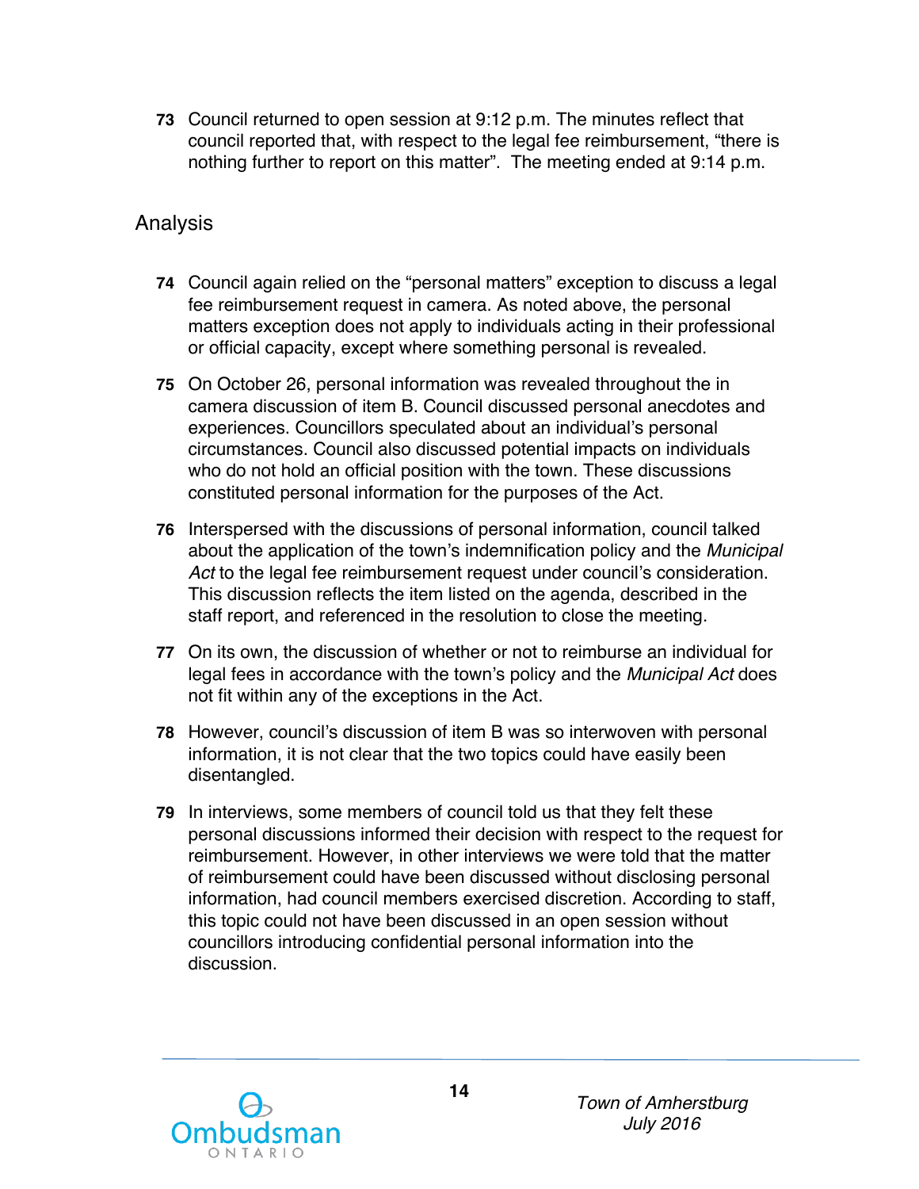**73** Council returned to open session at 9:12 p.m. The minutes reflect that council reported that, with respect to the legal fee reimbursement, "there is nothing further to report on this matter". The meeting ended at 9:14 p.m.

## Analysis

**74** Council again relied on the "personal matters" exception to discuss a legal fee reimbursement request in camera. As noted above, the personal matters exception does not apply to individuals acting in their professional or official capacity, except where something personal is revealed.

**75** On October 26, personal information was revealed throughout the in camera discussion of item B. Council discussed personal anecdotes and experiences. Councillors speculated about an individual's personal circumstances. Council also discussed potential impacts on individuals who do not hold an official position with the town. These discussions constituted personal information for the purposes of the Act.

**76** Interspersed with the discussions of personal information, council talked about the application of the town's indemnification policy and the *Municipal Act* to the legal fee reimbursement request under council's consideration. This discussion reflects the item listed on the agenda, described in the staff report, and referenced in the resolution to close the meeting.

**77** On its own, the discussion of whether or not to reimburse an individual for legal fees in accordance with the town's policy and the *Municipal Act* does not fit within any of the exceptions in the Act.

**78** However, council's discussion of item B was so interwoven with personal information, it is not clear that the two topics could have easily been disentangled.

**79** In interviews, some members of council told us that they felt these personal discussions informed their decision with respect to the request for reimbursement. However, in other interviews we were told that the matter of reimbursement could have been discussed without disclosing personal information, had council members exercised discretion. According to staff, this topic could not have been discussed in an open session without councillors introducing confidential personal information into the discussion.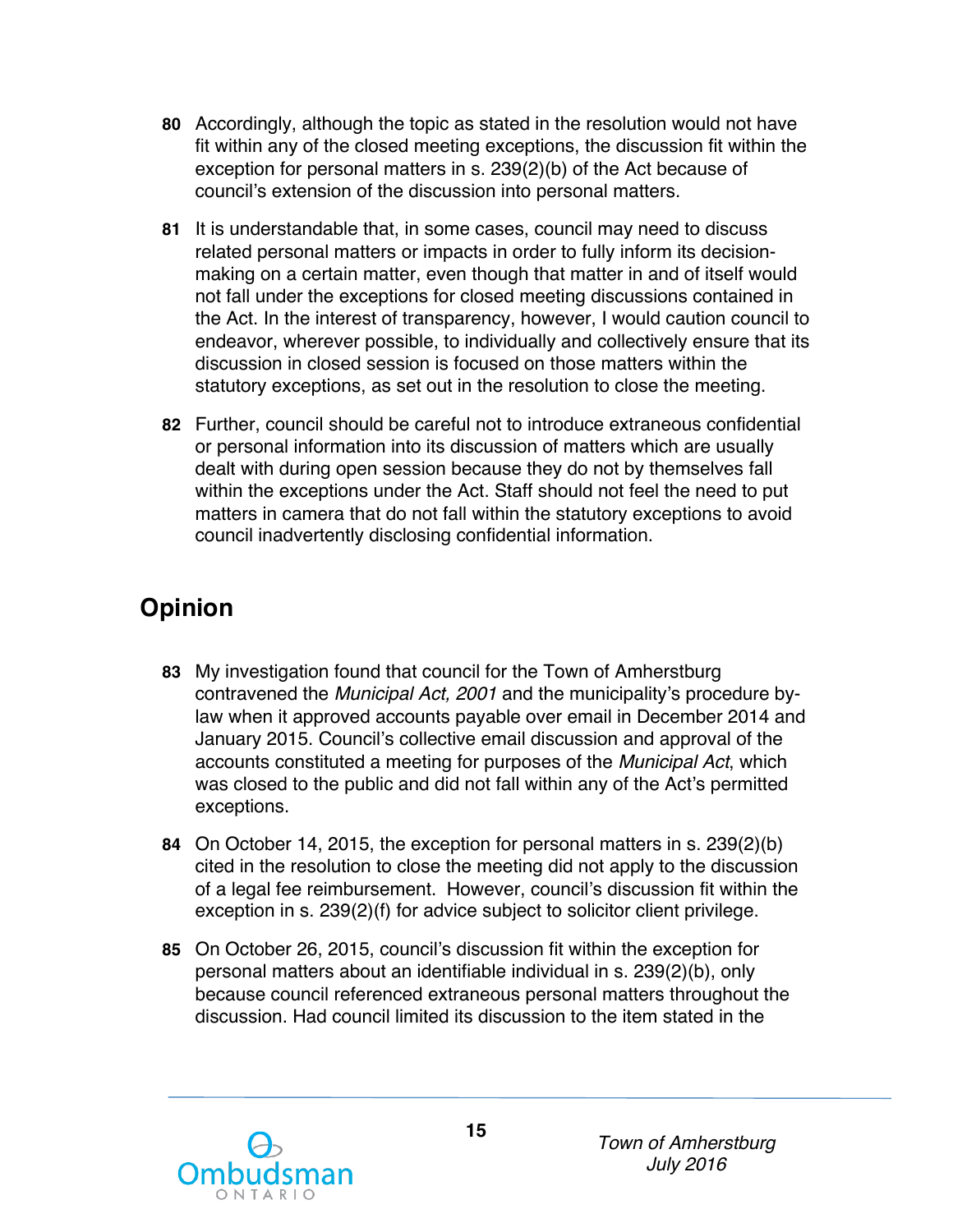80 Accordingly, although the topic as stated in the resolution would not have fit within any of the closed meeting exceptions, the discussion fit within the exception for personal matters in s. 239(2)(b) of the Act because of council's extension of the discussion into personal matters.

81 It is understandable that, in some cases, council may need to discuss related personal matters or impacts in order to fully inform its decision-making on a certain matter, even though that matter in and of itself would not fall under the exceptions for closed meeting discussions contained in the Act. In the interest of transparency, however, I would caution council to endeavor, wherever possible, to individually and collectively ensure that its discussion in closed session is focused on those matters within the statutory exceptions, as set out in the resolution to close the meeting.

82 Further, council should be careful not to introduce extraneous confidential or personal information into its discussion of matters which are usually dealt with during open session because they do not by themselves fall within the exceptions under the Act. Staff should not feel the need to put matters in camera that do not fall within the statutory exceptions to avoid council inadvertently disclosing confidential information.

## Opinion

83 My investigation found that council for the Town of Amherstburg contravened the *Municipal Act, 2001* and the municipality's procedure by-law when it approved accounts payable over email in December 2014 and January 2015. Council's collective email discussion and approval of the accounts constituted a meeting for purposes of the *Municipal Act*, which was closed to the public and did not fall within any of the Act's permitted exceptions.

84 On October 14, 2015, the exception for personal matters in s. 239(2)(b) cited in the resolution to close the meeting did not apply to the discussion of a legal fee reimbursement. However, council's discussion fit within the exception in s. 239(2)(f) for advice subject to solicitor client privilege.

85 On October 26, 2015, council's discussion fit within the exception for personal matters about an identifiable individual in s. 239(2)(b), only because council referenced extraneous personal matters throughout the discussion. Had council limited its discussion to the item stated in the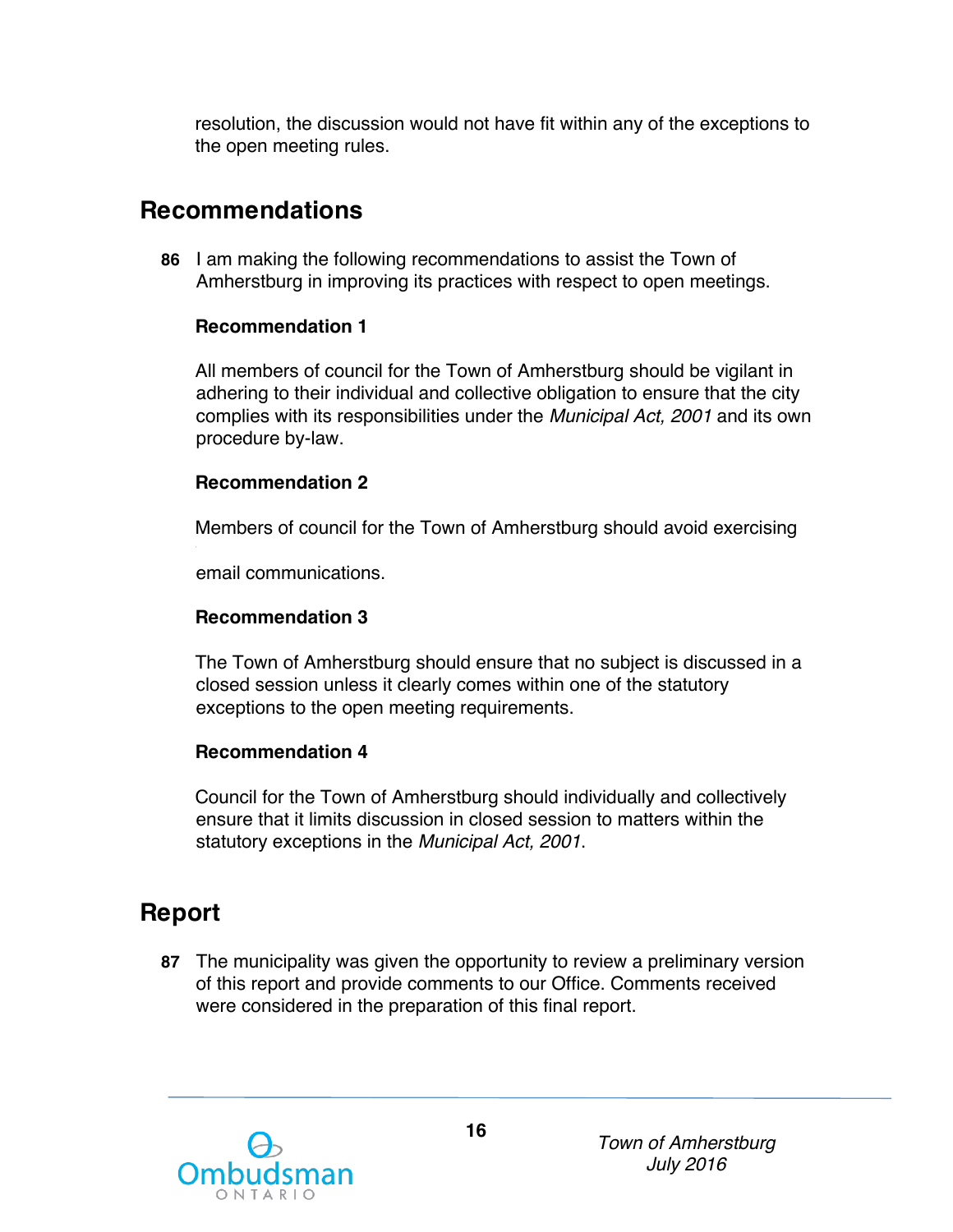resolution, the discussion would not have fit within any of the exceptions to the open meeting rules.

## Recommendations

**86** I am making the following recommendations to assist the Town of Amherstburg in improving its practices with respect to open meetings.

**Recommendation 1**

All members of council for the Town of Amherstburg should be vigilant in adhering to their individual and collective obligation to ensure that the city complies with its responsibilities under the *Municipal Act, 2001* and its own procedure by-law.

**Recommendation 2**

Members of council for the Town of Amherstburg should avoid exercising

email communications.

**Recommendation 3**

The Town of Amherstburg should ensure that no subject is discussed in a closed session unless it clearly comes within one of the statutory exceptions to the open meeting requirements.

**Recommendation 4**

Council for the Town of Amherstburg should individually and collectively ensure that it limits discussion in closed session to matters within the statutory exceptions in the *Municipal Act, 2001*.

## Report

**87** The municipality was given the opportunity to review a preliminary version of this report and provide comments to our Office. Comments received were considered in the preparation of this final report.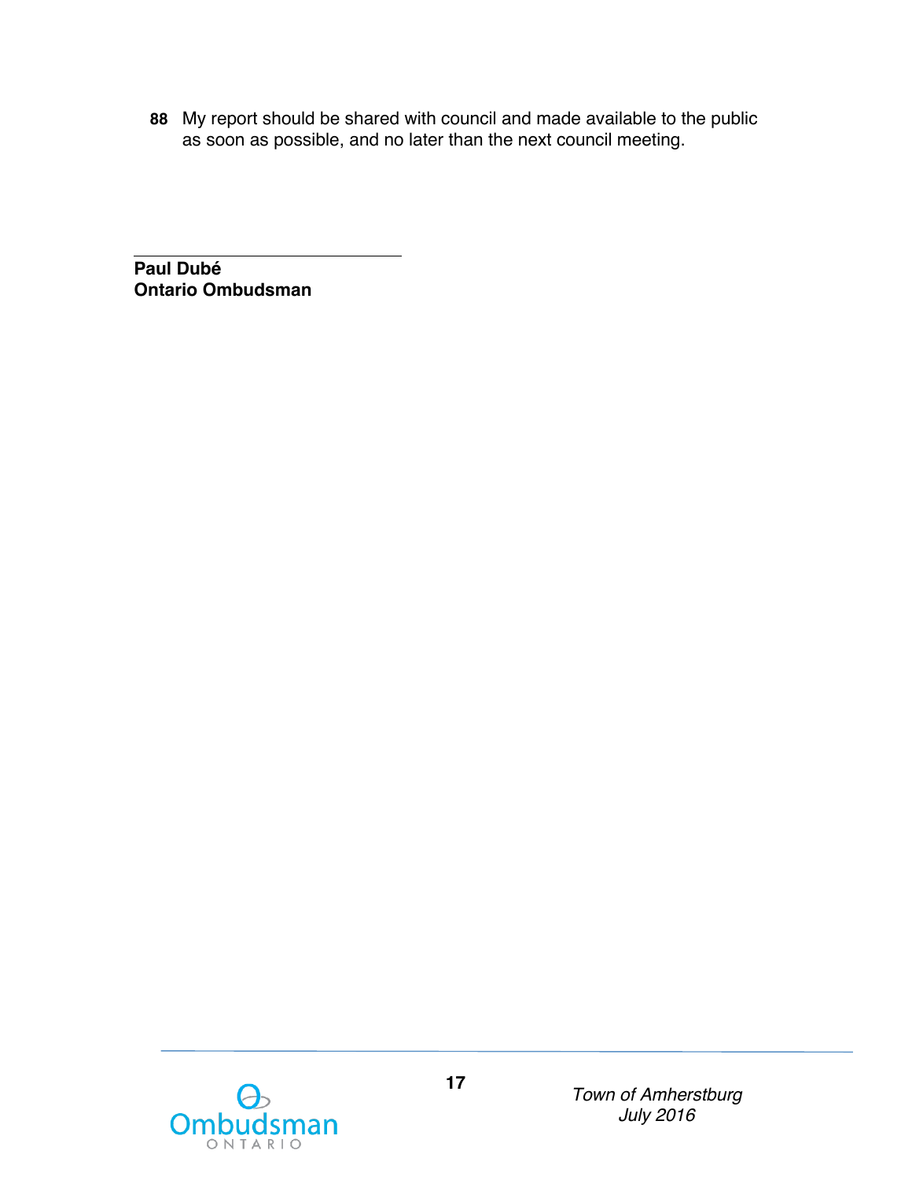**88** My report should be shared with council and made available to the public as soon as possible, and no later than the next council meeting.

---

**Paul Dubé**
**Ontario Ombudsman**